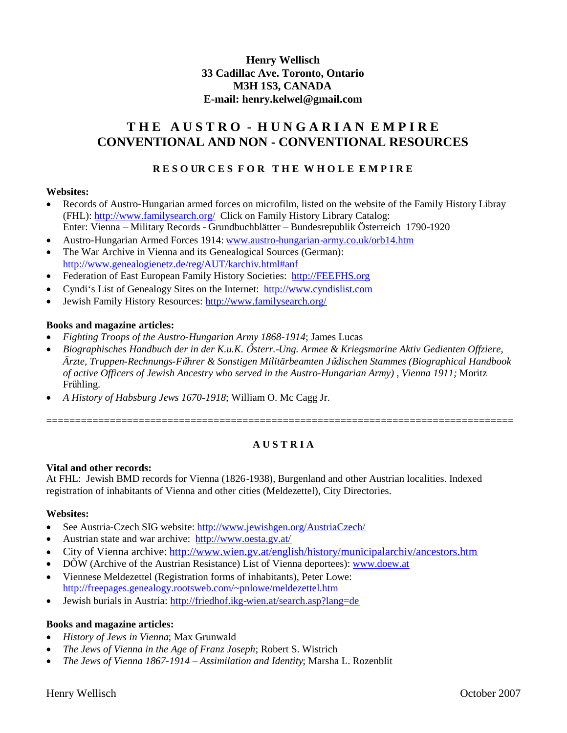**Henry Wellisch**
**33 Cadillac Ave. Toronto, Ontario**
**M3H 1S3, CANADA**
**E-mail: henry.kelwel@gmail.com**

# THE AUSTRO - HUNGARIAN EMPIRE
# CONVENTIONAL AND NON - CONVENTIONAL RESOURCES

## RESOURCES FOR THE WHOLE EMPIRE

**Websites:**

- Records of Austro-Hungarian armed forces on microfilm, listed on the website of the Family History Libray (FHL): http://www.familysearch.org/ Click on Family History Library Catalog:
  Enter: Vienna – Military Records - Grundbuchblätter – Bundesrepublik Österreich 1790-1920
- Austro-Hungarian Armed Forces 1914: www.austro-hungarian-army.co.uk/orb14.htm
- The War Archive in Vienna and its Genealogical Sources (German): http://www.genealogienetz.de/reg/AUT/karchiv.html#anf
- Federation of East European Family History Societies: http://FEEFHS.org
- Cyndi's List of Genealogy Sites on the Internet: http://www.cyndislist.com
- Jewish Family History Resources: http://www.familysearch.org/

**Books and magazine articles:**

- *Fighting Troops of the Austro-Hungarian Army 1868-1914*; James Lucas
- *Biographisches Handbuch der in der K.u.K. Ősterr.-Ung. Armee & Kriegsmarine Aktiv Gedienten Offziere, Ärzte, Truppen-Rechnungs-Fűhrer & Sonstigen Militärbeamten Jűdischen Stammes (Biographical Handbook of active Officers of Jewish Ancestry who served in the Austro-Hungarian Army) , Vienna 1911;* Moritz Frűhling.
- *A History of Habsburg Jews 1670-1918*; William O. Mc Cagg Jr.

================================================================================

## AUSTRIA

**Vital and other records:**
At FHL: Jewish BMD records for Vienna (1826-1938), Burgenland and other Austrian localities. Indexed registration of inhabitants of Vienna and other cities (Meldezettel), City Directories.

**Websites:**

- See Austria-Czech SIG website: http://www.jewishgen.org/AustriaCzech/
- Austrian state and war archive: http://www.oesta.gv.at/
- City of Vienna archive: http://www.wien.gv.at/english/history/municipalarchiv/ancestors.htm
- DŐW (Archive of the Austrian Resistance) List of Vienna deportees): www.doew.at
- Viennese Meldezettel (Registration forms of inhabitants), Peter Lowe: http://freepages.genealogy.rootsweb.com/~pnlowe/meldezettel.htm
- Jewish burials in Austria: http://friedhof.ikg-wien.at/search.asp?lang=de

**Books and magazine articles:**

- *History of Jews in Vienna*; Max Grunwald
- *The Jews of Vienna in the Age of Franz Joseph*; Robert S. Wistrich
- *The Jews of Vienna 1867-1914 – Assimilation and Identity*; Marsha L. Rozenblit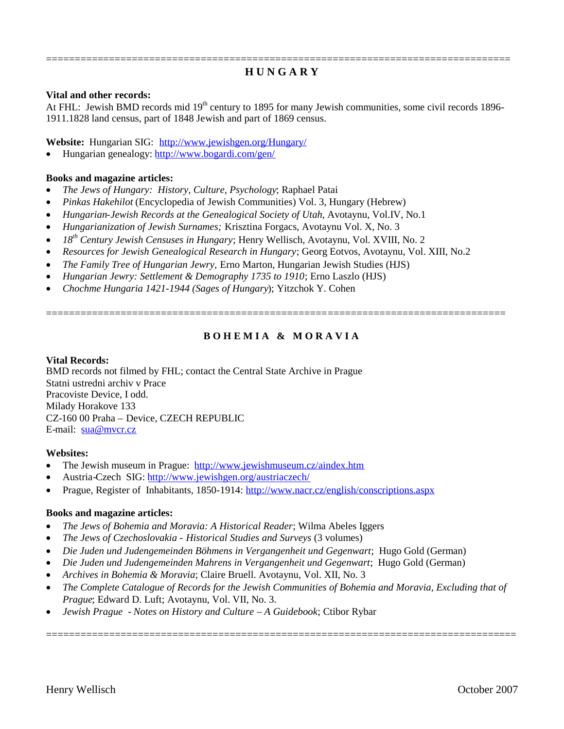==========================================================================

## H U N G A R Y

**Vital and other records:**
At FHL: Jewish BMD records mid 19th century to 1895 for many Jewish communities, some civil records 1896-1911.1828 land census, part of 1848 Jewish and part of 1869 census.

**Website:** Hungarian SIG: http://www.jewishgen.org/Hungary/

- Hungarian genealogy: http://www.bogardi.com/gen/

**Books and magazine articles:**

- *The Jews of Hungary: History, Culture, Psychology*; Raphael Patai
- *Pinkas Hakehilot* (Encyclopedia of Jewish Communities) Vol. 3, Hungary (Hebrew)
- *Hungarian-Jewish Records at the Genealogical Society of Utah*, Avotaynu, Vol.IV, No.1
- *Hungarianization of Jewish Surnames;* Krisztina Forgacs, Avotaynu Vol. X, No. 3
- *18th Century Jewish Censuses in Hungary*; Henry Wellisch, Avotaynu, Vol. XVIII, No. 2
- *Resources for Jewish Genealogical Research in Hungary*; Georg Eotvos, Avotaynu, Vol. XIII, No.2
- *The Family Tree of Hungarian Jewry,* Erno Marton, Hungarian Jewish Studies (HJS)
- *Hungarian Jewry: Settlement & Demography 1735 to 1910*; Erno Laszlo (HJS)
- *Chochme Hungaria 1421-1944 (Sages of Hungary*); Yitzchok Y. Cohen

==========================================================================

## B O H E M I A & M O R A V I A

**Vital Records:**
BMD records not filmed by FHL; contact the Central State Archive in Prague
Statni ustredni archiv v Prace
Pracoviste Device, I odd.
Milady Horakove 133
CZ-160 00 Praha – Device, CZECH REPUBLIC
E-mail: sua@mvcr.cz

**Websites:**

- The Jewish museum in Prague: http://www.jewishmuseum.cz/aindex.htm
- Austria-Czech SIG: http://www.jewishgen.org/austriaczech/
- Prague, Register of Inhabitants, 1850-1914: http://www.nacr.cz/english/conscriptions.aspx

**Books and magazine articles:**

- *The Jews of Bohemia and Moravia: A Historical Reader*; Wilma Abeles Iggers
- *The Jews of Czechoslovakia - Historical Studies and Surveys* (3 volumes)
- *Die Juden und Judengemeinden Böhmens in Vergangenheit und Gegenwart*; Hugo Gold (German)
- *Die Juden und Judengemeinden Mahrens in Vergangenheit und Gegenwart*; Hugo Gold (German)
- *Archives in Bohemia & Moravia*; Claire Bruell. Avotaynu, Vol. XII, No. 3
- *The Complete Catalogue of Records for the Jewish Communities of Bohemia and Moravia, Excluding that of Prague*; Edward D. Luft; Avotaynu, Vol. VII, No. 3.
- *Jewish Prague - Notes on History and Culture – A Guidebook*; Ctibor Rybar

==========================================================================

Henry Wellisch October 2007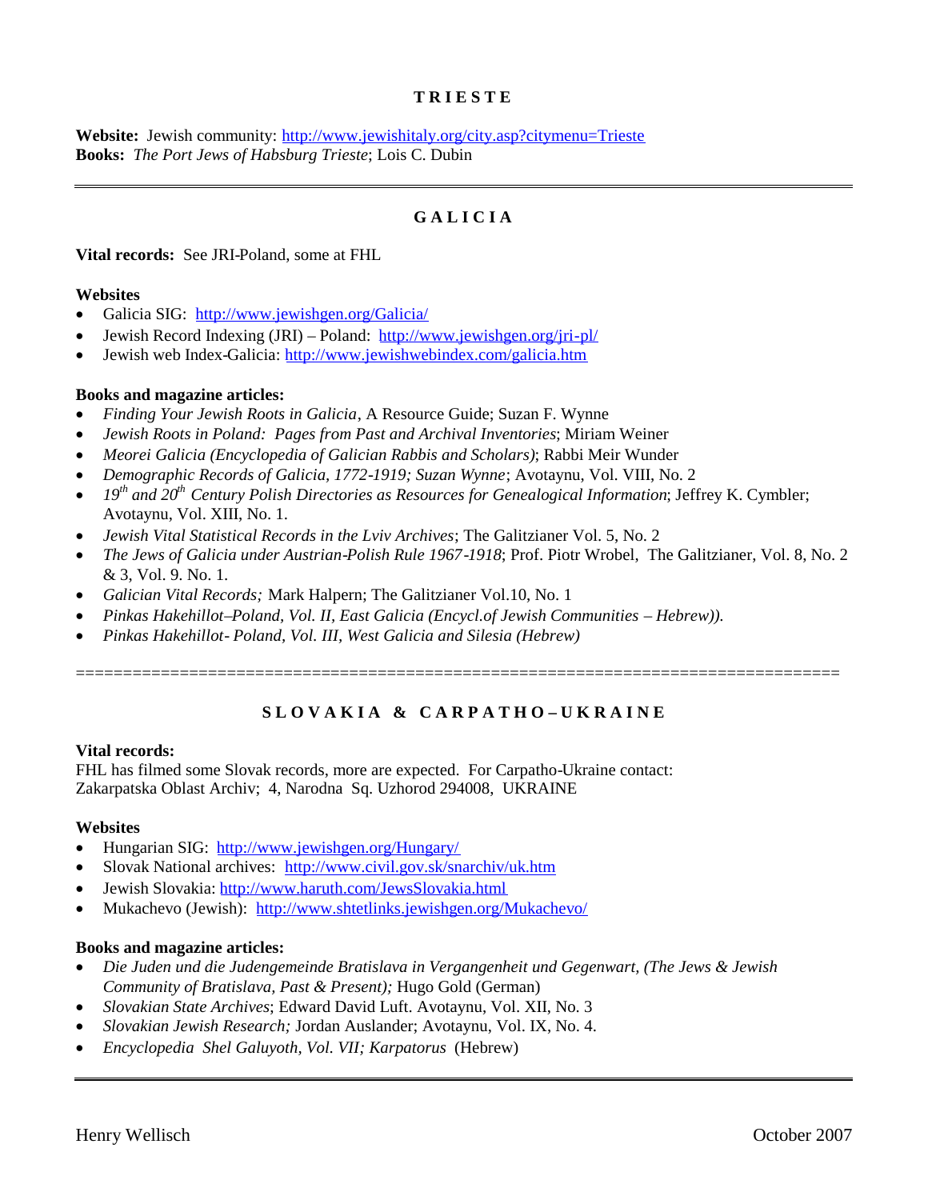## TRIESTE

**Website:** Jewish community: http://www.jewishitaly.org/city.asp?citymenu=Trieste
**Books:** *The Port Jews of Habsburg Trieste*; Lois C. Dubin

---

## GALICIA

**Vital records:** See JRI-Poland, some at FHL

**Websites**

- Galicia SIG: http://www.jewishgen.org/Galicia/
- Jewish Record Indexing (JRI) – Poland: http://www.jewishgen.org/jri-pl/
- Jewish web Index-Galicia: http://www.jewishwebindex.com/galicia.htm

**Books and magazine articles:**

- *Finding Your Jewish Roots in Galicia*, A Resource Guide; Suzan F. Wynne
- *Jewish Roots in Poland: Pages from Past and Archival Inventories*; Miriam Weiner
- *Meorei Galicia (Encyclopedia of Galician Rabbis and Scholars)*; Rabbi Meir Wunder
- *Demographic Records of Galicia, 1772-1919; Suzan Wynne*; Avotaynu, Vol. VIII, No. 2
- *19th and 20th Century Polish Directories as Resources for Genealogical Information*; Jeffrey K. Cymbler; Avotaynu, Vol. XIII, No. 1.
- *Jewish Vital Statistical Records in the Lviv Archives*; The Galitzianer Vol. 5, No. 2
- *The Jews of Galicia under Austrian-Polish Rule 1967-1918*; Prof. Piotr Wrobel, The Galitzianer, Vol. 8, No. 2 & 3, Vol. 9. No. 1.
- *Galician Vital Records;* Mark Halpern; The Galitzianer Vol.10, No. 1
- *Pinkas Hakehillot–Poland, Vol. II, East Galicia (Encycl.of Jewish Communities – Hebrew)).*
- *Pinkas Hakehillot- Poland, Vol. III, West Galicia and Silesia (Hebrew)*

---

## SLOVAKIA & CARPATHO–UKRAINE

**Vital records:**
FHL has filmed some Slovak records, more are expected. For Carpatho-Ukraine contact:
Zakarpatska Oblast Archiv; 4, Narodna Sq. Uzhorod 294008, UKRAINE

**Websites**

- Hungarian SIG: http://www.jewishgen.org/Hungary/
- Slovak National archives: http://www.civil.gov.sk/snarchiv/uk.htm
- Jewish Slovakia: http://www.haruth.com/JewsSlovakia.html
- Mukachevo (Jewish): http://www.shtetlinks.jewishgen.org/Mukachevo/

**Books and magazine articles:**

- *Die Juden und die Judengemeinde Bratislava in Vergangenheit und Gegenwart, (The Jews & Jewish Community of Bratislava, Past & Present);* Hugo Gold (German)
- *Slovakian State Archives*; Edward David Luft. Avotaynu, Vol. XII, No. 3
- *Slovakian Jewish Research;* Jordan Auslander; Avotaynu, Vol. IX, No. 4.
- *Encyclopedia Shel Galuyoth, Vol. VII; Karpatorus* (Hebrew)

---

Henry Wellisch — October 2007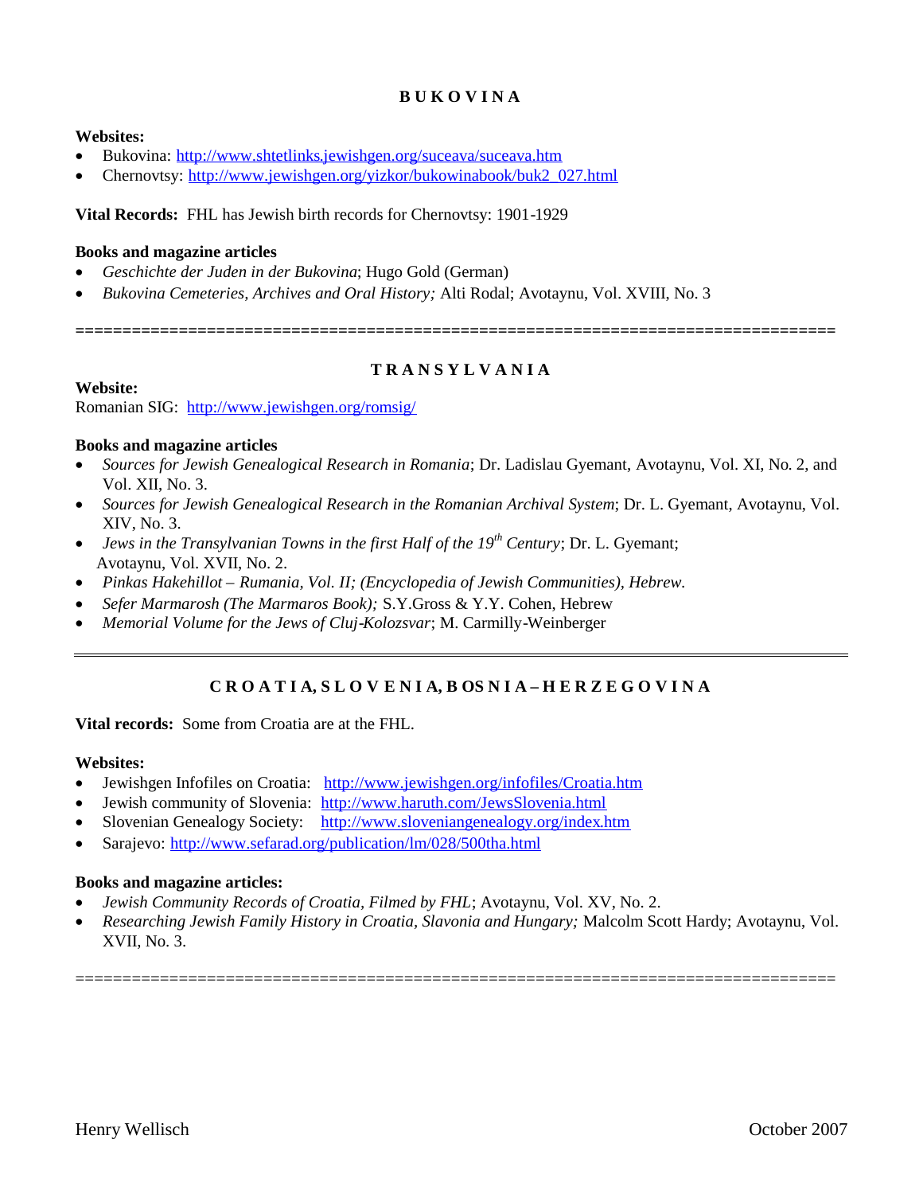## B U K O V I N A

**Websites:**

- Bukovina: http://www.shtetlinks.jewishgen.org/suceava/suceava.htm
- Chernovtsy: http://www.jewishgen.org/yizkor/bukowinabook/buk2_027.html

**Vital Records:** FHL has Jewish birth records for Chernovtsy: 1901-1929

**Books and magazine articles**

- *Geschichte der Juden in der Bukovina*; Hugo Gold (German)
- *Bukovina Cemeteries, Archives and Oral History;* Alti Rodal; Avotaynu, Vol. XVIII, No. 3

================================================================================

## T R A N S Y L V A N I A

**Website:**

Romanian SIG: http://www.jewishgen.org/romsig/

**Books and magazine articles**

- *Sources for Jewish Genealogical Research in Romania*; Dr. Ladislau Gyemant, Avotaynu, Vol. XI, No. 2, and Vol. XII, No. 3.
- *Sources for Jewish Genealogical Research in the Romanian Archival System*; Dr. L. Gyemant, Avotaynu, Vol. XIV, No. 3.
- *Jews in the Transylvanian Towns in the first Half of the 19th Century*; Dr. L. Gyemant; Avotaynu, Vol. XVII, No. 2.
- *Pinkas Hakehillot – Rumania, Vol. II; (Encyclopedia of Jewish Communities), Hebrew.*
- *Sefer Marmarosh (The Marmaros Book);* S.Y.Gross & Y.Y. Cohen, Hebrew
- *Memorial Volume for the Jews of Cluj-Kolozsvar*; M. Carmilly-Weinberger

---

## C R O A T I A, S L O V E N I A, B OS N I A – H E R Z E G O V I N A

**Vital records:** Some from Croatia are at the FHL.

**Websites:**

- Jewishgen Infofiles on Croatia: http://www.jewishgen.org/infofiles/Croatia.htm
- Jewish community of Slovenia: http://www.haruth.com/JewsSlovenia.html
- Slovenian Genealogy Society: http://www.sloveniangenealogy.org/index.htm
- Sarajevo: http://www.sefarad.org/publication/lm/028/500tha.html

**Books and magazine articles:**

- *Jewish Community Records of Croatia, Filmed by FHL*; Avotaynu, Vol. XV, No. 2.
- *Researching Jewish Family History in Croatia, Slavonia and Hungary;* Malcolm Scott Hardy; Avotaynu, Vol. XVII, No. 3.

================================================================================

Henry Wellisch October 2007